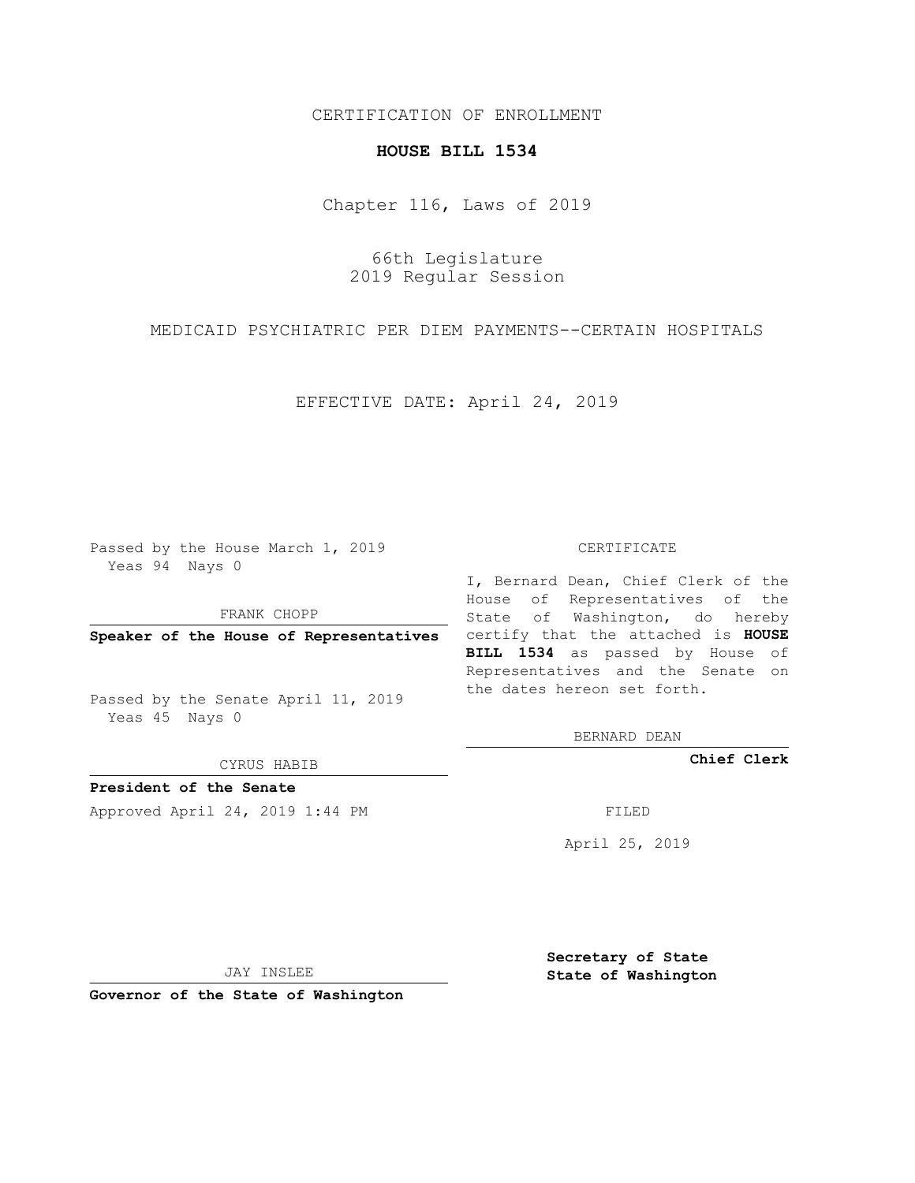CERTIFICATION OF ENROLLMENT

**HOUSE BILL 1534**

Chapter 116, Laws of 2019

66th Legislature
2019 Regular Session

MEDICAID PSYCHIATRIC PER DIEM PAYMENTS--CERTAIN HOSPITALS

EFFECTIVE DATE: April 24, 2019

Passed by the House March 1, 2019
Yeas 94 Nays 0

FRANK CHOPP

**Speaker of the House of Representatives**

Passed by the Senate April 11, 2019
Yeas 45 Nays 0

CYRUS HABIB

**President of the Senate**

Approved April 24, 2019 1:44 PM

JAY INSLEE

**Governor of the State of Washington**

CERTIFICATE

I, Bernard Dean, Chief Clerk of the House of Representatives of the State of Washington, do hereby certify that the attached is **HOUSE BILL 1534** as passed by House of Representatives and the Senate on the dates hereon set forth.

BERNARD DEAN

**Chief Clerk**

FILED

April 25, 2019

**Secretary of State**
**State of Washington**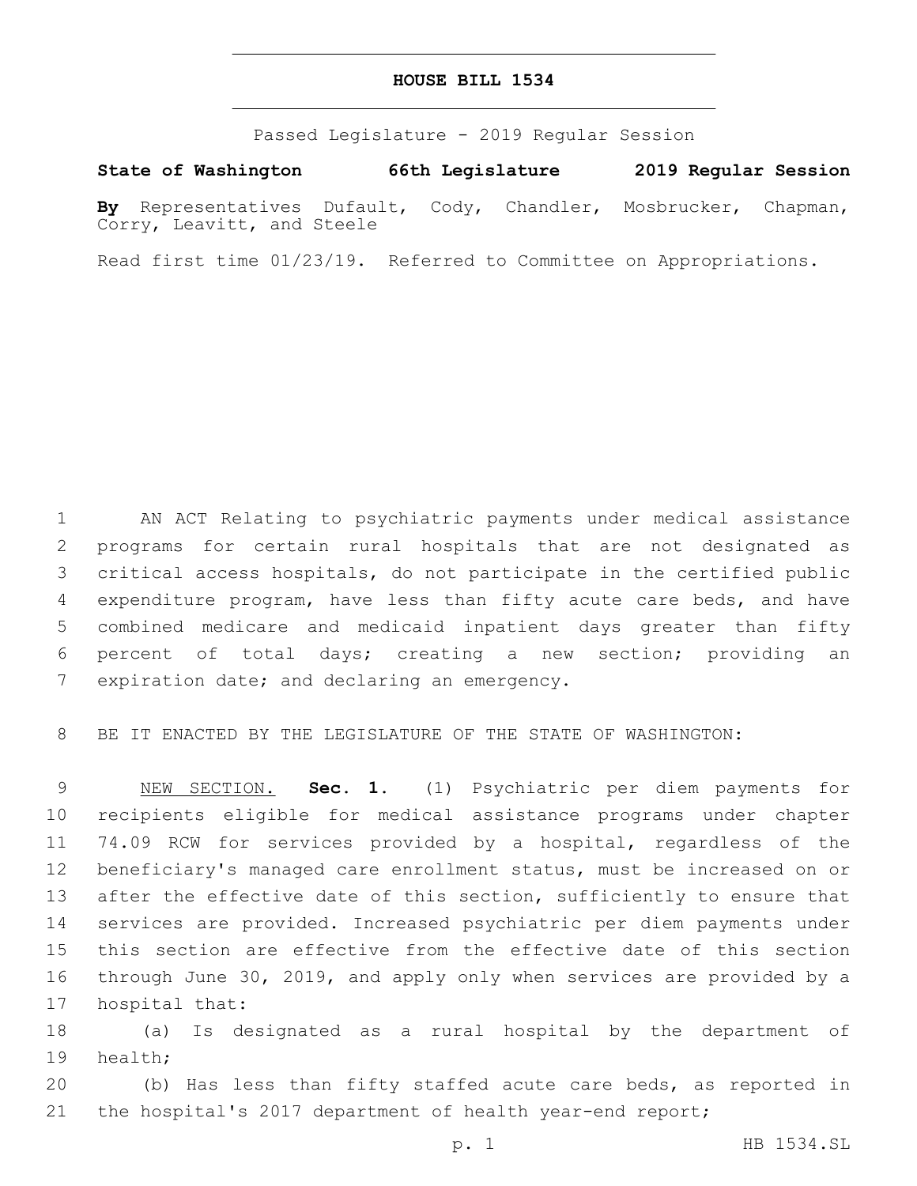# HOUSE BILL 1534

Passed Legislature - 2019 Regular Session

**State of Washington 66th Legislature 2019 Regular Session**

**By** Representatives Dufault, Cody, Chandler, Mosbrucker, Chapman, Corry, Leavitt, and Steele

Read first time 01/23/19. Referred to Committee on Appropriations.

AN ACT Relating to psychiatric payments under medical assistance programs for certain rural hospitals that are not designated as critical access hospitals, do not participate in the certified public expenditure program, have less than fifty acute care beds, and have combined medicare and medicaid inpatient days greater than fifty percent of total days; creating a new section; providing an expiration date; and declaring an emergency.

BE IT ENACTED BY THE LEGISLATURE OF THE STATE OF WASHINGTON:

NEW SECTION. **Sec. 1.** (1) Psychiatric per diem payments for recipients eligible for medical assistance programs under chapter 74.09 RCW for services provided by a hospital, regardless of the beneficiary's managed care enrollment status, must be increased on or after the effective date of this section, sufficiently to ensure that services are provided. Increased psychiatric per diem payments under this section are effective from the effective date of this section through June 30, 2019, and apply only when services are provided by a hospital that:

(a) Is designated as a rural hospital by the department of health;

(b) Has less than fifty staffed acute care beds, as reported in the hospital's 2017 department of health year-end report;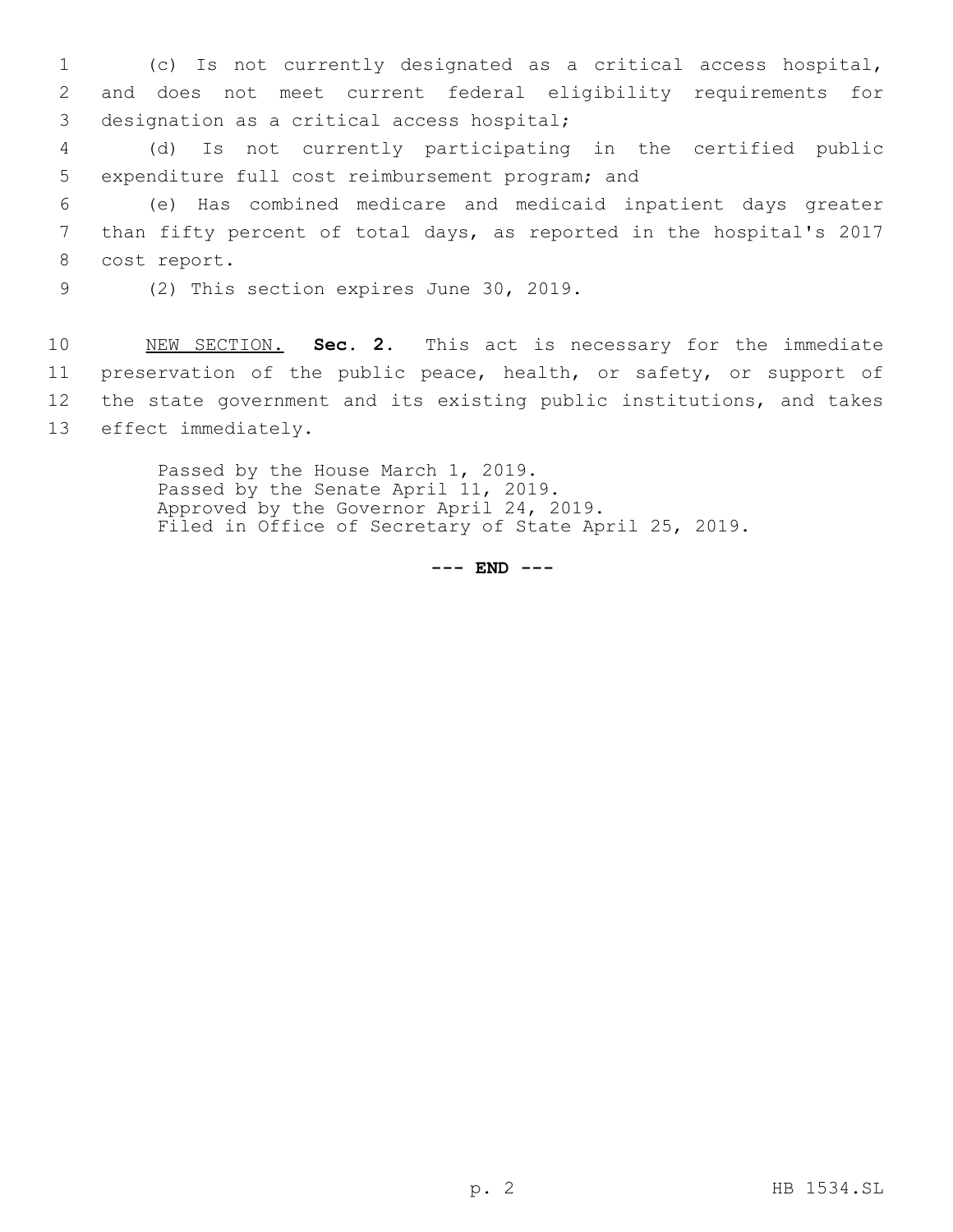(c) Is not currently designated as a critical access hospital, and does not meet current federal eligibility requirements for designation as a critical access hospital;

(d) Is not currently participating in the certified public expenditure full cost reimbursement program; and

(e) Has combined medicare and medicaid inpatient days greater than fifty percent of total days, as reported in the hospital's 2017 cost report.

(2) This section expires June 30, 2019.

NEW SECTION. **Sec. 2.** This act is necessary for the immediate preservation of the public peace, health, or safety, or support of the state government and its existing public institutions, and takes effect immediately.

Passed by the House March 1, 2019.
Passed by the Senate April 11, 2019.
Approved by the Governor April 24, 2019.
Filed in Office of Secretary of State April 25, 2019.

**--- END ---**